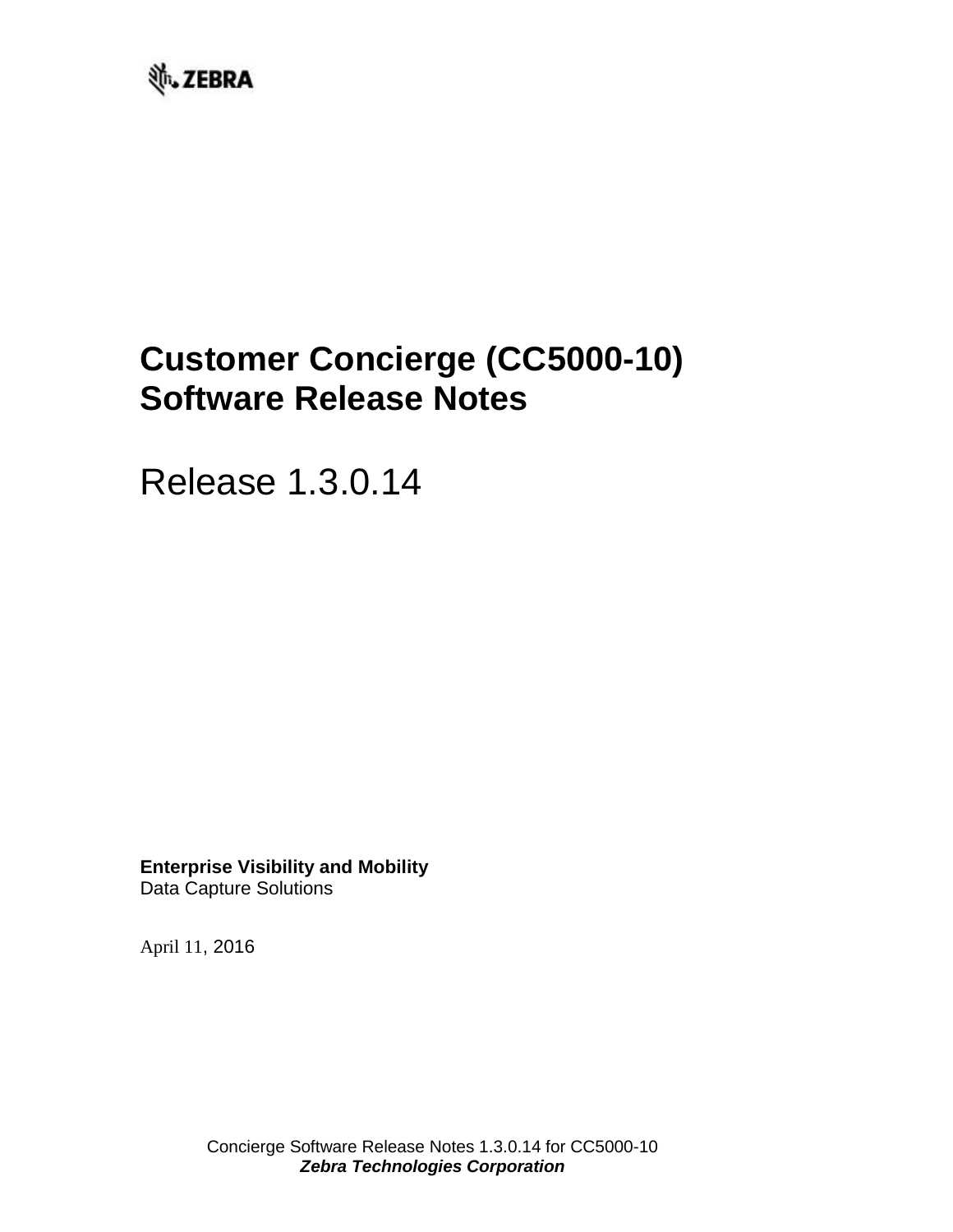ZEBRA

# Customer Concierge (CC5000-10) Software Release Notes

Release 1.3.0.14

**Enterprise Visibility and Mobility**
Data Capture Solutions

April 11, 2016

Concierge Software Release Notes 1.3.0.14 for CC5000-10
***Zebra Technologies Corporation***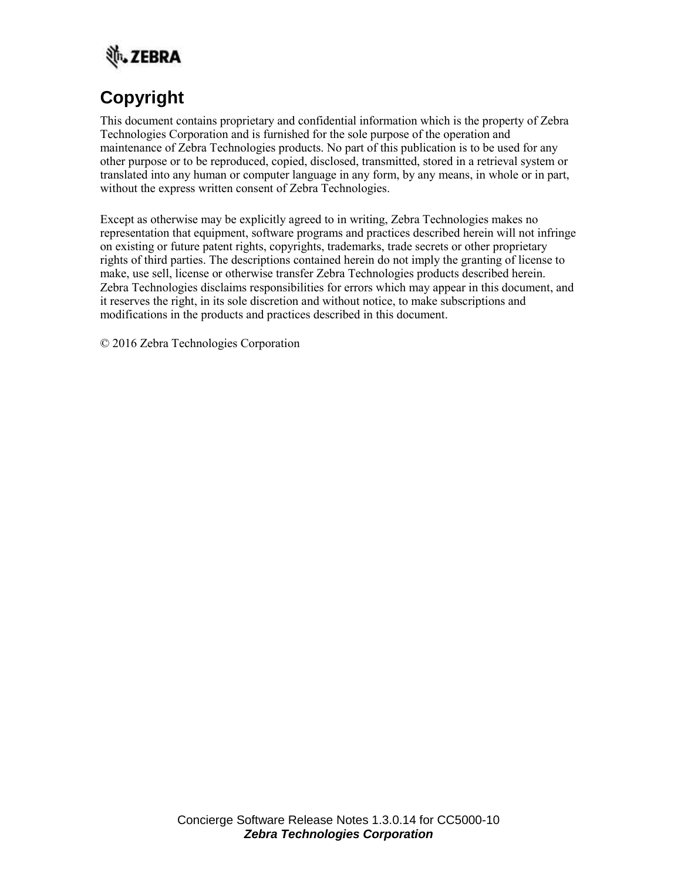## Copyright

This document contains proprietary and confidential information which is the property of Zebra Technologies Corporation and is furnished for the sole purpose of the operation and maintenance of Zebra Technologies products. No part of this publication is to be used for any other purpose or to be reproduced, copied, disclosed, transmitted, stored in a retrieval system or translated into any human or computer language in any form, by any means, in whole or in part, without the express written consent of Zebra Technologies.

Except as otherwise may be explicitly agreed to in writing, Zebra Technologies makes no representation that equipment, software programs and practices described herein will not infringe on existing or future patent rights, copyrights, trademarks, trade secrets or other proprietary rights of third parties. The descriptions contained herein do not imply the granting of license to make, use sell, license or otherwise transfer Zebra Technologies products described herein. Zebra Technologies disclaims responsibilities for errors which may appear in this document, and it reserves the right, in its sole discretion and without notice, to make subscriptions and modifications in the products and practices described in this document.

© 2016 Zebra Technologies Corporation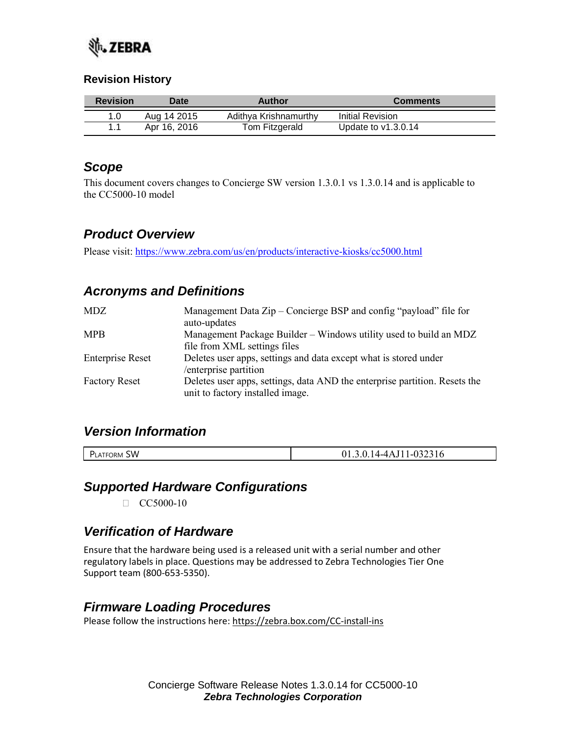## Revision History

| Revision | Date | Author | Comments |
| --- | --- | --- | --- |
| 1.0 | Aug 14 2015 | Adithya Krishnamurthy | Initial Revision |
| 1.1 | Apr 16, 2016 | Tom Fitzgerald | Update to v1.3.0.14 |

## Scope

This document covers changes to Concierge SW version 1.3.0.1 vs 1.3.0.14 and is applicable to the CC5000-10 model

## Product Overview

Please visit: https://www.zebra.com/us/en/products/interactive-kiosks/cc5000.html

## Acronyms and Definitions

| | |
| --- | --- |
| MDZ | Management Data Zip – Concierge BSP and config "payload" file for auto-updates |
| MPB | Management Package Builder – Windows utility used to build an MDZ file from XML settings files |
| Enterprise Reset | Deletes user apps, settings and data except what is stored under /enterprise partition |
| Factory Reset | Deletes user apps, settings, data AND the enterprise partition. Resets the unit to factory installed image. |

## Version Information

| | |
| --- | --- |
| Platform SW | 01.3.0.14-4AJ11-032316 |

## Supported Hardware Configurations

- CC5000-10

## Verification of Hardware

Ensure that the hardware being used is a released unit with a serial number and other regulatory labels in place. Questions may be addressed to Zebra Technologies Tier One Support team (800-653-5350).

## Firmware Loading Procedures

Please follow the instructions here: https://zebra.box.com/CC-install-ins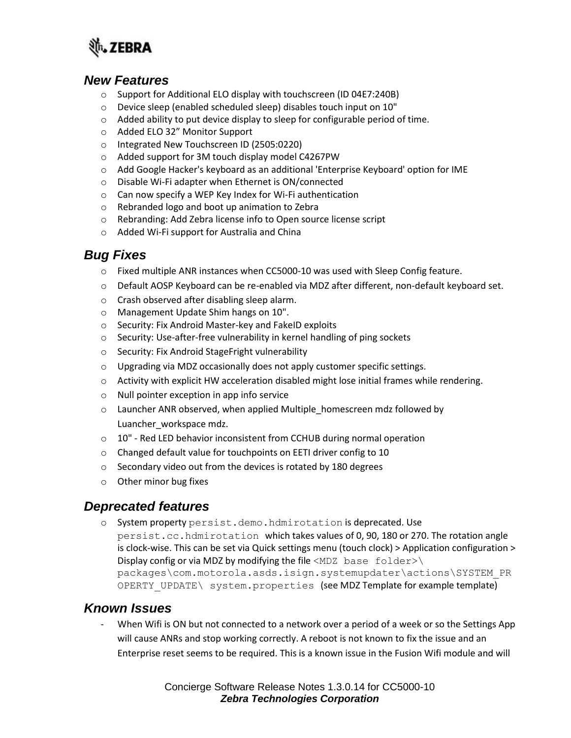## *New Features*

- Support for Additional ELO display with touchscreen (ID 04E7:240B)
- Device sleep (enabled scheduled sleep) disables touch input on 10"
- Added ability to put device display to sleep for configurable period of time.
- Added ELO 32" Monitor Support
- Integrated New Touchscreen ID (2505:0220)
- Added support for 3M touch display model C4267PW
- Add Google Hacker's keyboard as an additional 'Enterprise Keyboard' option for IME
- Disable Wi-Fi adapter when Ethernet is ON/connected
- Can now specify a WEP Key Index for Wi-Fi authentication
- Rebranded logo and boot up animation to Zebra
- Rebranding: Add Zebra license info to Open source license script
- Added Wi-Fi support for Australia and China

## *Bug Fixes*

- Fixed multiple ANR instances when CC5000-10 was used with Sleep Config feature.
- Default AOSP Keyboard can be re-enabled via MDZ after different, non-default keyboard set.
- Crash observed after disabling sleep alarm.
- Management Update Shim hangs on 10".
- Security: Fix Android Master-key and FakeID exploits
- Security: Use-after-free vulnerability in kernel handling of ping sockets
- Security: Fix Android StageFright vulnerability
- Upgrading via MDZ occasionally does not apply customer specific settings.
- Activity with explicit HW acceleration disabled might lose initial frames while rendering.
- Null pointer exception in app info service
- Launcher ANR observed, when applied Multiple_homescreen mdz followed by Luancher_workspace mdz.
- 10" - Red LED behavior inconsistent from CCHUB during normal operation
- Changed default value for touchpoints on EETI driver config to 10
- Secondary video out from the devices is rotated by 180 degrees
- Other minor bug fixes

## *Deprecated features*

- System property `persist.demo.hdmirotation` is deprecated. Use `persist.cc.hdmirotation` which takes values of 0, 90, 180 or 270. The rotation angle is clock-wise. This can be set via Quick settings menu (touch clock) > Application configuration > Display config or via MDZ by modifying the file `<MDZ base folder>\ packages\com.motorola.asds.isign.systemupdater\actions\SYSTEM_PROPERTY_UPDATE\ system.properties` (see MDZ Template for example template)

## *Known Issues*

- When Wifi is ON but not connected to a network over a period of a week or so the Settings App will cause ANRs and stop working correctly. A reboot is not known to fix the issue and an Enterprise reset seems to be required. This is a known issue in the Fusion Wifi module and will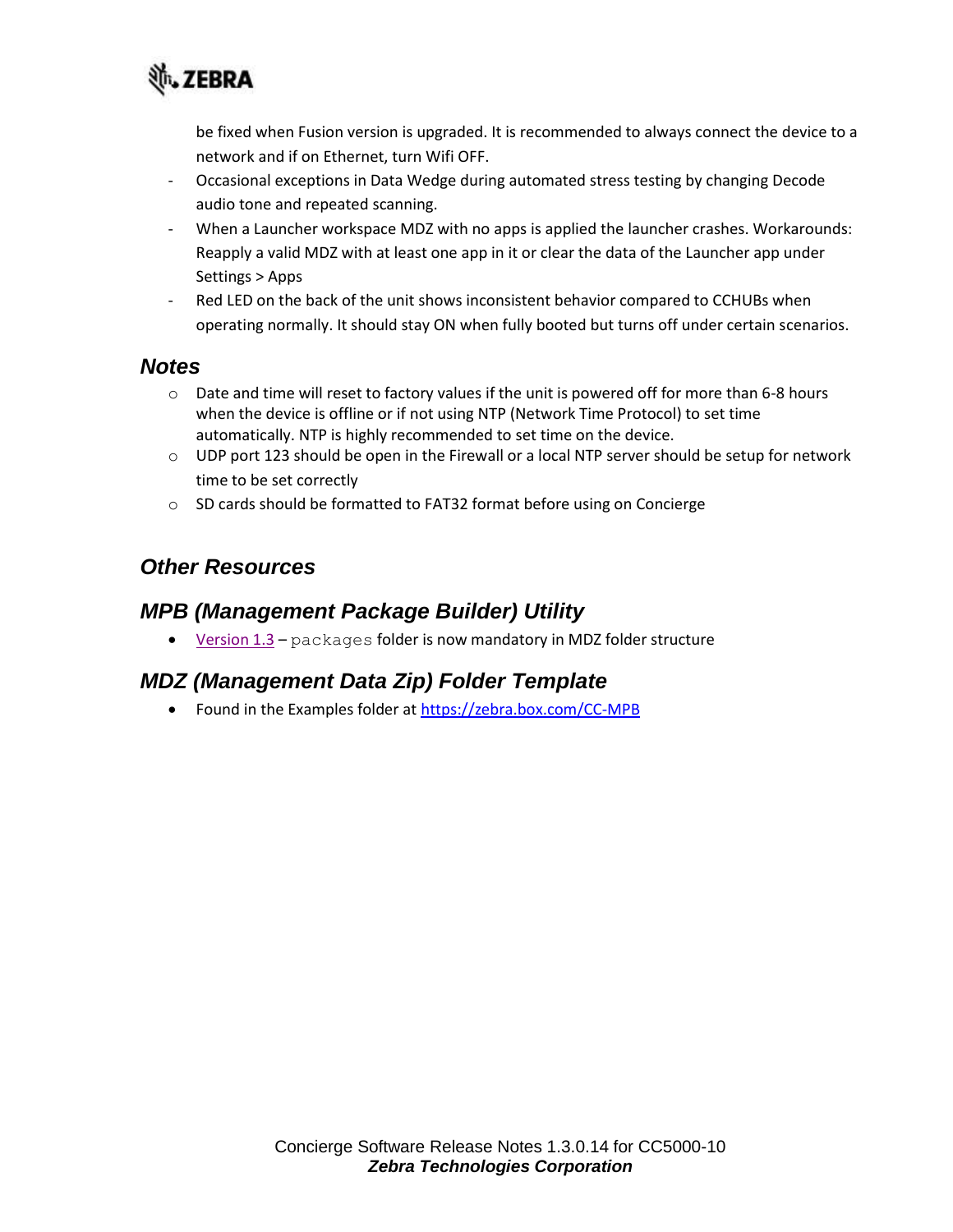be fixed when Fusion version is upgraded. It is recommended to always connect the device to a network and if on Ethernet, turn Wifi OFF.

- Occasional exceptions in Data Wedge during automated stress testing by changing Decode audio tone and repeated scanning.
- When a Launcher workspace MDZ with no apps is applied the launcher crashes. Workarounds: Reapply a valid MDZ with at least one app in it or clear the data of the Launcher app under Settings > Apps
- Red LED on the back of the unit shows inconsistent behavior compared to CCHUBs when operating normally. It should stay ON when fully booted but turns off under certain scenarios.

## Notes

- Date and time will reset to factory values if the unit is powered off for more than 6-8 hours when the device is offline or if not using NTP (Network Time Protocol) to set time automatically. NTP is highly recommended to set time on the device.
- UDP port 123 should be open in the Firewall or a local NTP server should be setup for network time to be set correctly
- SD cards should be formatted to FAT32 format before using on Concierge

## Other Resources

## MPB (Management Package Builder) Utility

- Version 1.3 – `packages` folder is now mandatory in MDZ folder structure

## MDZ (Management Data Zip) Folder Template

- Found in the Examples folder at https://zebra.box.com/CC-MPB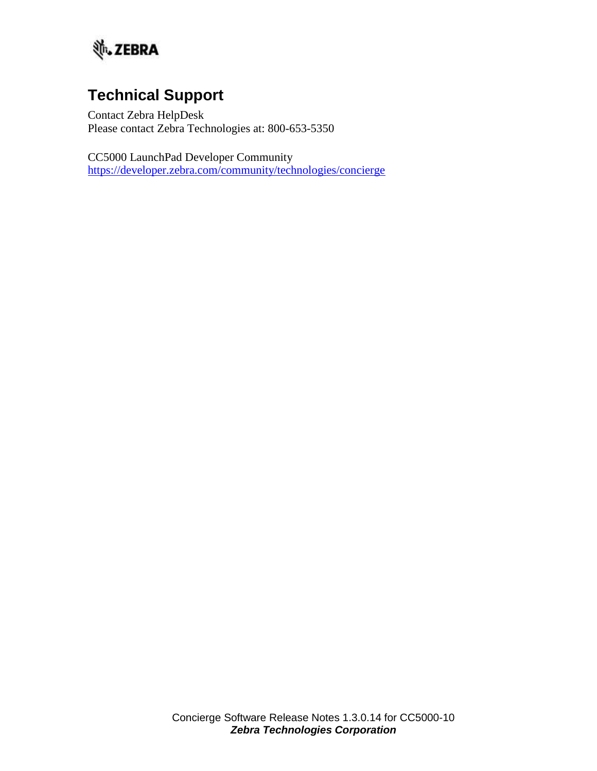## Technical Support

Contact Zebra HelpDesk
Please contact Zebra Technologies at: 800-653-5350

CC5000 LaunchPad Developer Community
https://developer.zebra.com/community/technologies/concierge